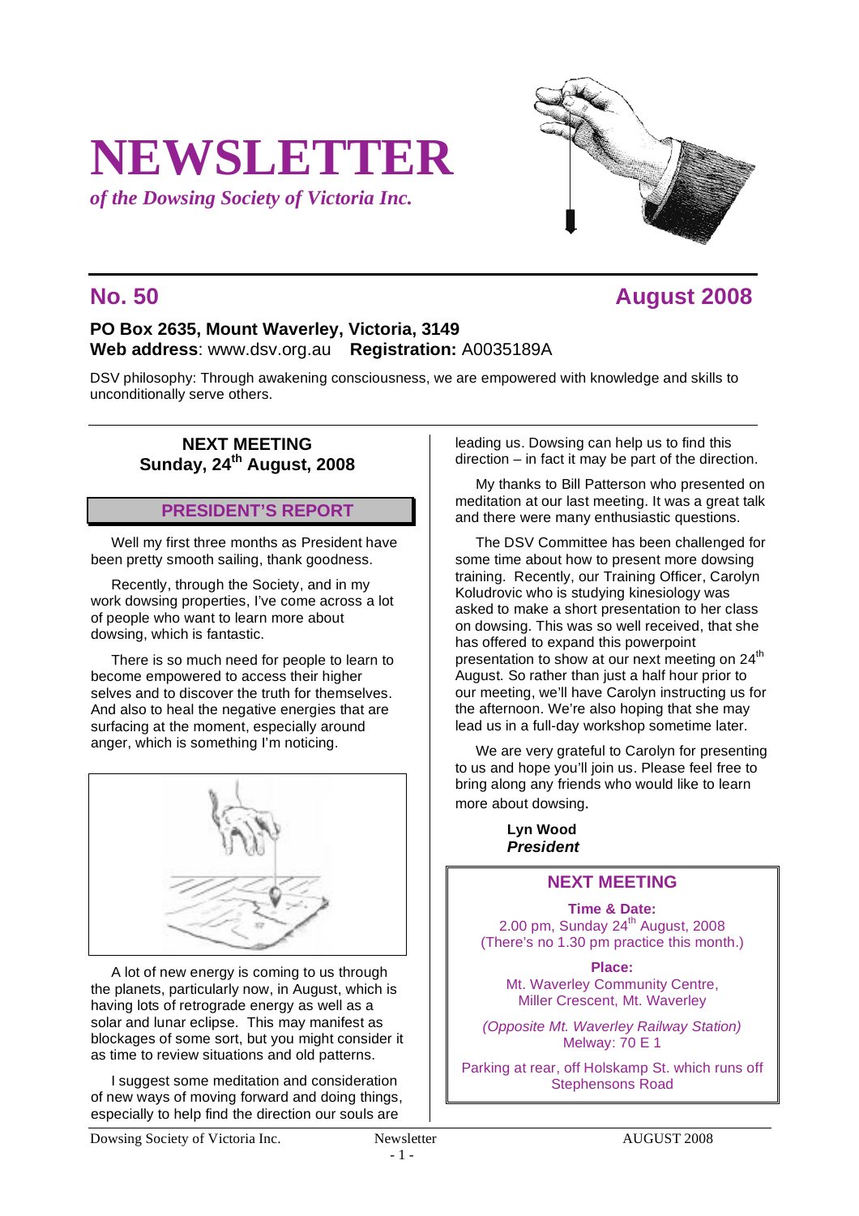# NEWSLETTER

*of the Dowsing Society of Victoria Inc.*

## No. 50 August 2008

**PO Box 2635, Mount Waverley, Victoria, 3149**
**Web address**: www.dsv.org.au **Registration:** A0035189A

DSV philosophy: Through awakening consciousness, we are empowered with knowledge and skills to unconditionally serve others.

### NEXT MEETING
### Sunday, 24th August, 2008

## PRESIDENT'S REPORT

Well my first three months as President have been pretty smooth sailing, thank goodness.

Recently, through the Society, and in my work dowsing properties, I've come across a lot of people who want to learn more about dowsing, which is fantastic.

There is so much need for people to learn to become empowered to access their higher selves and to discover the truth for themselves. And also to heal the negative energies that are surfacing at the moment, especially around anger, which is something I'm noticing.

A lot of new energy is coming to us through the planets, particularly now, in August, which is having lots of retrograde energy as well as a solar and lunar eclipse. This may manifest as blockages of some sort, but you might consider it as time to review situations and old patterns.

I suggest some meditation and consideration of new ways of moving forward and doing things, especially to help find the direction our souls are leading us. Dowsing can help us to find this direction – in fact it may be part of the direction.

My thanks to Bill Patterson who presented on meditation at our last meeting. It was a great talk and there were many enthusiastic questions.

The DSV Committee has been challenged for some time about how to present more dowsing training. Recently, our Training Officer, Carolyn Koludrovic who is studying kinesiology was asked to make a short presentation to her class on dowsing. This was so well received, that she has offered to expand this powerpoint presentation to show at our next meeting on 24th August. So rather than just a half hour prior to our meeting, we'll have Carolyn instructing us for the afternoon. We're also hoping that she may lead us in a full-day workshop sometime later.

We are very grateful to Carolyn for presenting to us and hope you'll join us. Please feel free to bring along any friends who would like to learn more about dowsing.

**Lyn Wood**
***President***

## NEXT MEETING

**Time & Date:**
2.00 pm, Sunday 24th August, 2008
(There's no 1.30 pm practice this month.)

**Place:**
Mt. Waverley Community Centre,
Miller Crescent, Mt. Waverley

*(Opposite Mt. Waverley Railway Station)*
Melway: 70 E 1

Parking at rear, off Holskamp St. which runs off Stephensons Road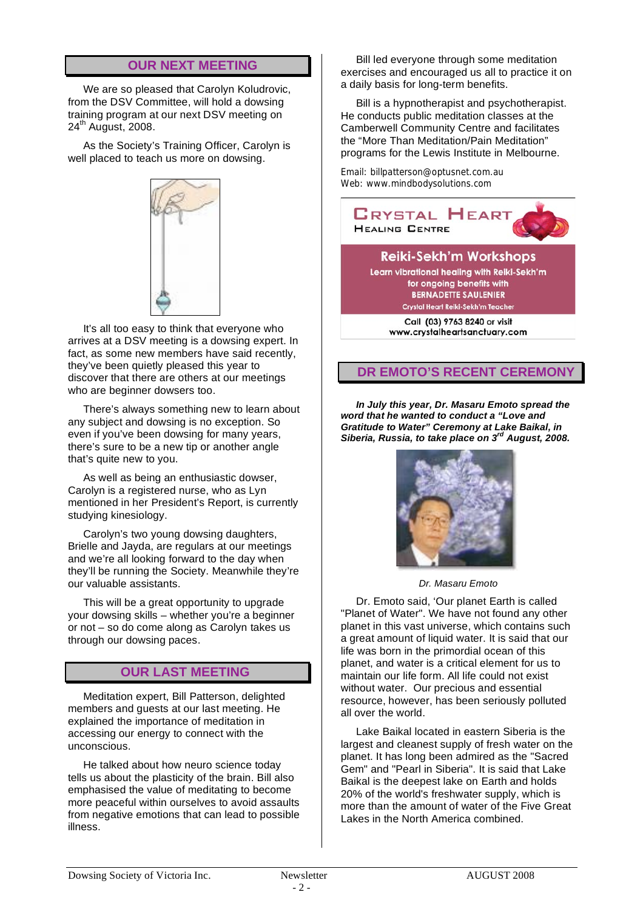## OUR NEXT MEETING

We are so pleased that Carolyn Koludrovic, from the DSV Committee, will hold a dowsing training program at our next DSV meeting on 24th August, 2008.

As the Society's Training Officer, Carolyn is well placed to teach us more on dowsing.

It's all too easy to think that everyone who arrives at a DSV meeting is a dowsing expert. In fact, as some new members have said recently, they've been quietly pleased this year to discover that there are others at our meetings who are beginner dowsers too.

There's always something new to learn about any subject and dowsing is no exception. So even if you've been dowsing for many years, there's sure to be a new tip or another angle that's quite new to you.

As well as being an enthusiastic dowser, Carolyn is a registered nurse, who as Lyn mentioned in her President's Report, is currently studying kinesiology.

Carolyn's two young dowsing daughters, Brielle and Jayda, are regulars at our meetings and we're all looking forward to the day when they'll be running the Society. Meanwhile they're our valuable assistants.

This will be a great opportunity to upgrade your dowsing skills – whether you're a beginner or not – so do come along as Carolyn takes us through our dowsing paces.

## OUR LAST MEETING

Meditation expert, Bill Patterson, delighted members and guests at our last meeting. He explained the importance of meditation in accessing our energy to connect with the unconscious.

He talked about how neuro science today tells us about the plasticity of the brain. Bill also emphasised the value of meditating to become more peaceful within ourselves to avoid assaults from negative emotions that can lead to possible illness.

Bill led everyone through some meditation exercises and encouraged us all to practice it on a daily basis for long-term benefits.

Bill is a hypnotherapist and psychotherapist. He conducts public meditation classes at the Camberwell Community Centre and facilitates the "More Than Meditation/Pain Meditation" programs for the Lewis Institute in Melbourne.

Email: billpatterson@optusnet.com.au
Web: www.mindbodysolutions.com

**CRYSTAL HEART**
**HEALING CENTRE**

**Reiki-Sekh'm Workshops**
**Learn vibrational healing with Reiki-Sekh'm for ongoing benefits with BERNADETTE SAULENIER**
Crystal Heart Reiki-Sekh'm Teacher

**Call (03) 9763 8240 or visit www.crystalheartsanctuary.com**

## DR EMOTO'S RECENT CEREMONY

***In July this year, Dr. Masaru Emoto spread the word that he wanted to conduct a "Love and Gratitude to Water" Ceremony at Lake Baikal, in Siberia, Russia, to take place on 3rd August, 2008.***

*Dr. Masaru Emoto*

Dr. Emoto said, 'Our planet Earth is called "Planet of Water". We have not found any other planet in this vast universe, which contains such a great amount of liquid water. It is said that our life was born in the primordial ocean of this planet, and water is a critical element for us to maintain our life form. All life could not exist without water. Our precious and essential resource, however, has been seriously polluted all over the world.

Lake Baikal located in eastern Siberia is the largest and cleanest supply of fresh water on the planet. It has long been admired as the "Sacred Gem" and "Pearl in Siberia". It is said that Lake Baikal is the deepest lake on Earth and holds 20% of the world's freshwater supply, which is more than the amount of water of the Five Great Lakes in the North America combined.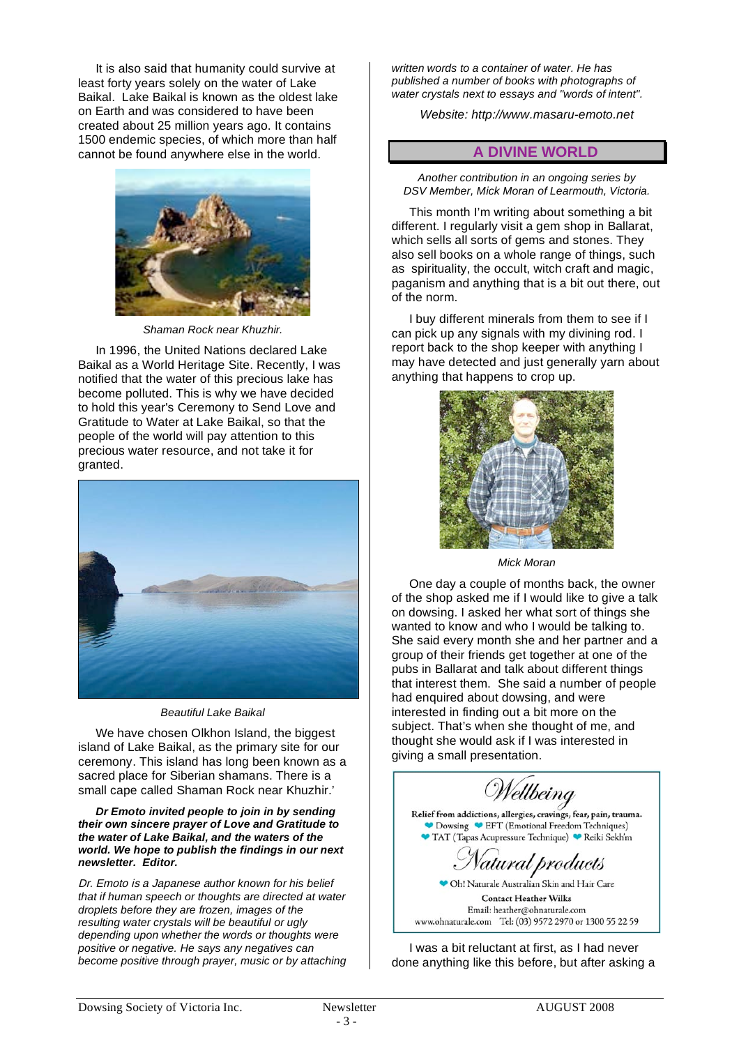It is also said that humanity could survive at least forty years solely on the water of Lake Baikal. Lake Baikal is known as the oldest lake on Earth and was considered to have been created about 25 million years ago. It contains 1500 endemic species, of which more than half cannot be found anywhere else in the world.

*Shaman Rock near Khuzhir.*

In 1996, the United Nations declared Lake Baikal as a World Heritage Site. Recently, I was notified that the water of this precious lake has become polluted. This is why we have decided to hold this year's Ceremony to Send Love and Gratitude to Water at Lake Baikal, so that the people of the world will pay attention to this precious water resource, and not take it for granted.

*Beautiful Lake Baikal*

We have chosen Olkhon Island, the biggest island of Lake Baikal, as the primary site for our ceremony. This island has long been known as a sacred place for Siberian shamans. There is a small cape called Shaman Rock near Khuzhir.'

***Dr Emoto invited people to join in by sending their own sincere prayer of Love and Gratitude to the water of Lake Baikal, and the waters of the world. We hope to publish the findings in our next newsletter. Editor.***

*Dr. Emoto is a Japanese author known for his belief that if human speech or thoughts are directed at water droplets before they are frozen, images of the resulting water crystals will be beautiful or ugly depending upon whether the words or thoughts were positive or negative. He says any negatives can become positive through prayer, music or by attaching written words to a container of water. He has published a number of books with photographs of water crystals next to essays and "words of intent".*

*Website: http://www.masaru-emoto.net*

## A DIVINE WORLD

*Another contribution in an ongoing series by DSV Member, Mick Moran of Learmouth, Victoria.*

This month I'm writing about something a bit different. I regularly visit a gem shop in Ballarat, which sells all sorts of gems and stones. They also sell books on a whole range of things, such as spirituality, the occult, witch craft and magic, paganism and anything that is a bit out there, out of the norm.

I buy different minerals from them to see if I can pick up any signals with my divining rod. I report back to the shop keeper with anything I may have detected and just generally yarn about anything that happens to crop up.

*Mick Moran*

One day a couple of months back, the owner of the shop asked me if I would like to give a talk on dowsing. I asked her what sort of things she wanted to know and who I would be talking to. She said every month she and her partner and a group of their friends get together at one of the pubs in Ballarat and talk about different things that interest them. She said a number of people had enquired about dowsing, and were interested in finding out a bit more on the subject. That's when she thought of me, and thought she would ask if I was interested in giving a small presentation.

*Wellbeing*

**Relief from addictions, allergies, cravings, fear, pain, trauma.**

- Dowsing
- EFT (Emotional Freedom Techniques)
- TAT (Tapas Acupressure Technique)
- Reiki Sekh'm

*Natural products*

- Oh! Naturale Australian Skin and Hair Care

**Contact Heather Wilks**

Email: heather@ohnaturale.com

www.ohnaturale.com Tel: (03) 9572 2970 or 1300 55 22 59

I was a bit reluctant at first, as I had never done anything like this before, but after asking a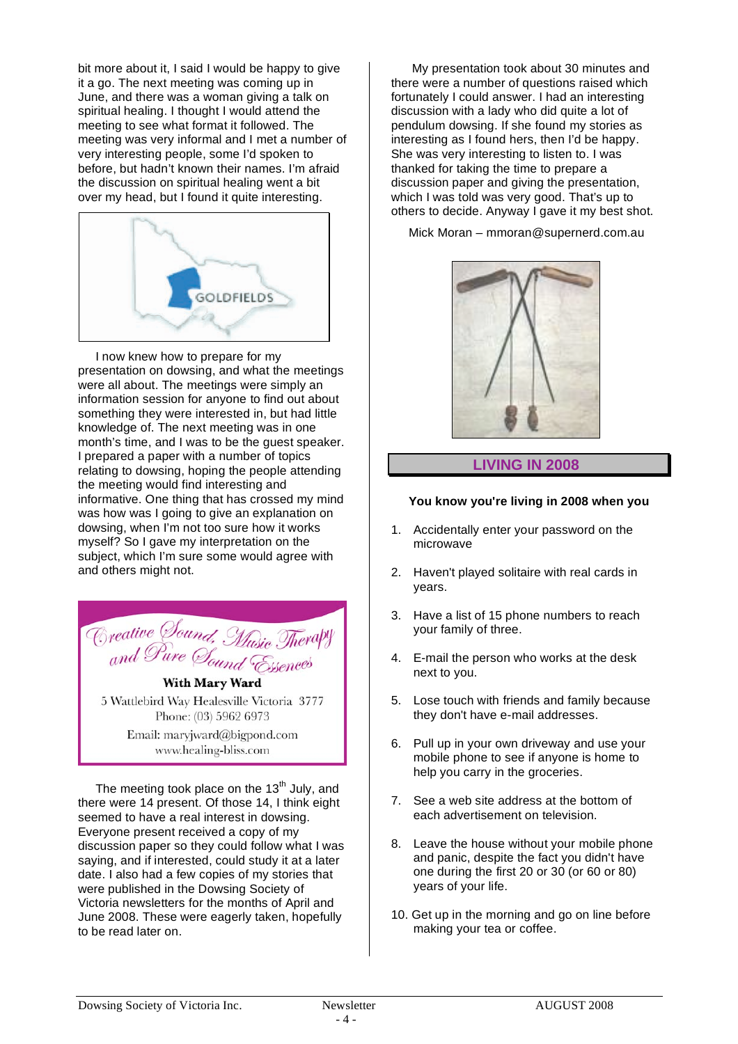bit more about it, I said I would be happy to give it a go. The next meeting was coming up in June, and there was a woman giving a talk on spiritual healing. I thought I would attend the meeting to see what format it followed. The meeting was very informal and I met a number of very interesting people, some I'd spoken to before, but hadn't known their names. I'm afraid the discussion on spiritual healing went a bit over my head, but I found it quite interesting.

GOLDFIELDS

I now knew how to prepare for my presentation on dowsing, and what the meetings were all about. The meetings were simply an information session for anyone to find out about something they were interested in, but had little knowledge of. The next meeting was in one month's time, and I was to be the guest speaker. I prepared a paper with a number of topics relating to dowsing, hoping the people attending the meeting would find interesting and informative. One thing that has crossed my mind was how was I going to give an explanation on dowsing, when I'm not too sure how it works myself? So I gave my interpretation on the subject, which I'm sure some would agree with and others might not.

*Creative Sound, Music Therapy and Pure Sound Essences*

**With Mary Ward**

5 Wattlebird Way Healesville Victoria 3777
Phone: (03) 5962 6973
Email: maryjward@bigpond.com
www.healing-bliss.com

The meeting took place on the 13th July, and there were 14 present. Of those 14, I think eight seemed to have a real interest in dowsing. Everyone present received a copy of my discussion paper so they could follow what I was saying, and if interested, could study it at a later date. I also had a few copies of my stories that were published in the Dowsing Society of Victoria newsletters for the months of April and June 2008. These were eagerly taken, hopefully to be read later on.

My presentation took about 30 minutes and there were a number of questions raised which fortunately I could answer. I had an interesting discussion with a lady who did quite a lot of pendulum dowsing. If she found my stories as interesting as I found hers, then I'd be happy. She was very interesting to listen to. I was thanked for taking the time to prepare a discussion paper and giving the presentation, which I was told was very good. That's up to others to decide. Anyway I gave it my best shot.

Mick Moran – mmoran@supernerd.com.au

## LIVING IN 2008

**You know you're living in 2008 when you**

1. Accidentally enter your password on the microwave

2. Haven't played solitaire with real cards in years.

3. Have a list of 15 phone numbers to reach your family of three.

4. E-mail the person who works at the desk next to you.

5. Lose touch with friends and family because they don't have e-mail addresses.

6. Pull up in your own driveway and use your mobile phone to see if anyone is home to help you carry in the groceries.

7. See a web site address at the bottom of each advertisement on television.

8. Leave the house without your mobile phone and panic, despite the fact you didn't have one during the first 20 or 30 (or 60 or 80) years of your life.

10. Get up in the morning and go on line before making your tea or coffee.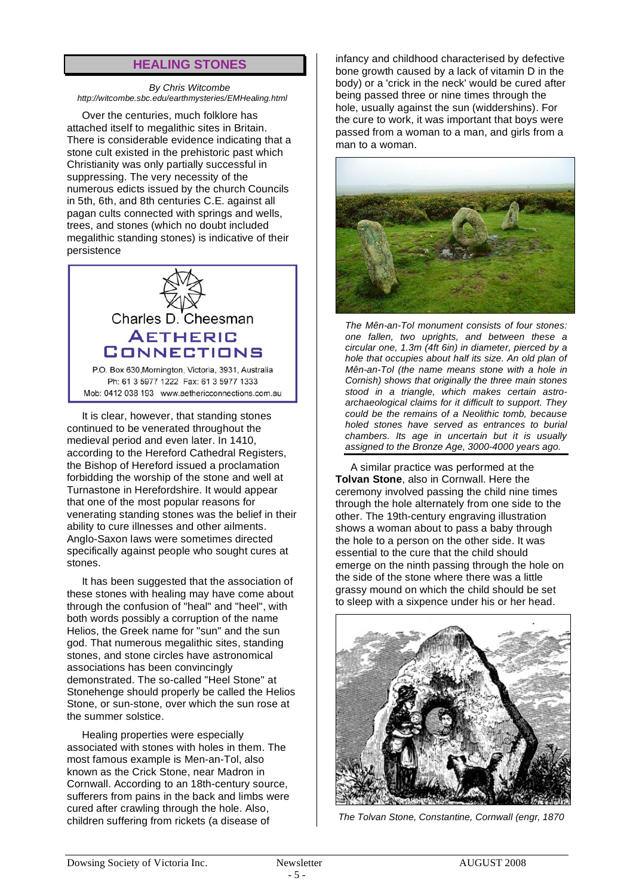## HEALING STONES

*By Chris Witcombe*
*http://witcombe.sbc.edu/earthmysteries/EMHealing.html*

Over the centuries, much folklore has attached itself to megalithic sites in Britain. There is considerable evidence indicating that a stone cult existed in the prehistoric past which Christianity was only partially successful in suppressing. The very necessity of the numerous edicts issued by the church Councils in 5th, 6th, and 8th centuries C.E. against all pagan cults connected with springs and wells, trees, and stones (which no doubt included megalithic standing stones) is indicative of their persistence

Charles D. Cheesman
**AETHERIC CONNECTIONS**
P.O. Box 630,Mornington, Victoria, 3931, Australia
Ph: 61 3 5977 1222 Fax: 61 3 5977 1333
Mob: 0412 038 193 www.aethericconnections.com.au

It is clear, however, that standing stones continued to be venerated throughout the medieval period and even later. In 1410, according to the Hereford Cathedral Registers, the Bishop of Hereford issued a proclamation forbidding the worship of the stone and well at Turnastone in Herefordshire. It would appear that one of the most popular reasons for venerating standing stones was the belief in their ability to cure illnesses and other ailments. Anglo-Saxon laws were sometimes directed specifically against people who sought cures at stones.

It has been suggested that the association of these stones with healing may have come about through the confusion of "heal" and "heel", with both words possibly a corruption of the name Helios, the Greek name for "sun" and the sun god. That numerous megalithic sites, standing stones, and stone circles have astronomical associations has been convincingly demonstrated. The so-called "Heel Stone" at Stonehenge should properly be called the Helios Stone, or sun-stone, over which the sun rose at the summer solstice.

Healing properties were especially associated with stones with holes in them. The most famous example is Men-an-Tol, also known as the Crick Stone, near Madron in Cornwall. According to an 18th-century source, sufferers from pains in the back and limbs were cured after crawling through the hole. Also, children suffering from rickets (a disease of infancy and childhood characterised by defective bone growth caused by a lack of vitamin D in the body) or a 'crick in the neck' would be cured after being passed three or nine times through the hole, usually against the sun (widdershins). For the cure to work, it was important that boys were passed from a woman to a man, and girls from a man to a woman.

*The Mên-an-Tol monument consists of four stones: one fallen, two uprights, and between these a circular one, 1.3m (4ft 6in) in diameter, pierced by a hole that occupies about half its size. An old plan of Mên-an-Tol (the name means stone with a hole in Cornish) shows that originally the three main stones stood in a triangle, which makes certain astro-archaeological claims for it difficult to support. They could be the remains of a Neolithic tomb, because holed stones have served as entrances to burial chambers. Its age in uncertain but it is usually assigned to the Bronze Age, 3000-4000 years ago.*

A similar practice was performed at the **Tolvan Stone**, also in Cornwall. Here the ceremony involved passing the child nine times through the hole alternately from one side to the other. The 19th-century engraving illustration shows a woman about to pass a baby through the hole to a person on the other side. It was essential to the cure that the child should emerge on the ninth passing through the hole on the side of the stone where there was a little grassy mound on which the child should be set to sleep with a sixpence under his or her head.

*The Tolvan Stone, Constantine, Cornwall (engr, 1870*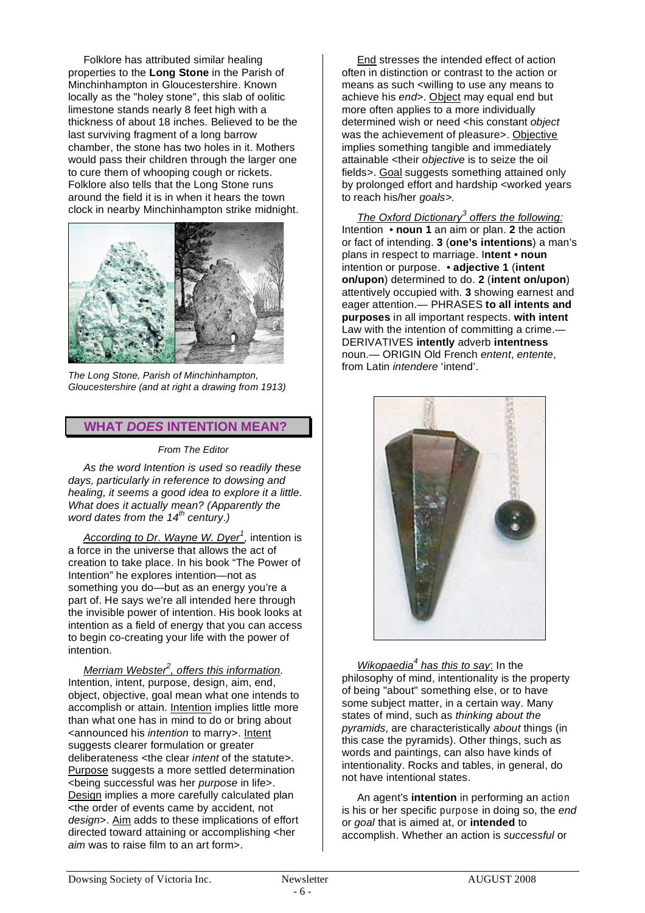Folklore has attributed similar healing properties to the **Long Stone** in the Parish of Minchinhampton in Gloucestershire. Known locally as the "holey stone", this slab of oolitic limestone stands nearly 8 feet high with a thickness of about 18 inches. Believed to be the last surviving fragment of a long barrow chamber, the stone has two holes in it. Mothers would pass their children through the larger one to cure them of whooping cough or rickets. Folklore also tells that the Long Stone runs around the field it is in when it hears the town clock in nearby Minchinhampton strike midnight.

*The Long Stone, Parish of Minchinhampton, Gloucestershire (and at right a drawing from 1913)*

## WHAT *DOES* INTENTION MEAN?

*From The Editor*

*As the word Intention is used so readily these days, particularly in reference to dowsing and healing, it seems a good idea to explore it a little. What does it actually mean? (Apparently the word dates from the 14th century.)*

*According to Dr. Wayne W. Dyer[1],* intention is a force in the universe that allows the act of creation to take place. In his book "The Power of Intention" he explores intention—not as something you do—but as an energy you're a part of. He says we're all intended here through the invisible power of intention. His book looks at intention as a field of energy that you can access to begin co-creating your life with the power of intention.

*Merriam Webster[2], offers this information.* Intention, intent, purpose, design, aim, end, object, objective, goal mean what one intends to accomplish or attain. Intention implies little more than what one has in mind to do or bring about <announced his *intention* to marry>. Intent suggests clearer formulation or greater deliberateness <the clear *intent* of the statute>. Purpose suggests a more settled determination <being successful was her *purpose* in life>. Design implies a more carefully calculated plan <the order of events came by accident, not *design*>. Aim adds to these implications of effort directed toward attaining or accomplishing <her *aim* was to raise film to an art form>.

End stresses the intended effect of action often in distinction or contrast to the action or means as such <willing to use any means to achieve his *end*>. Object may equal end but more often applies to a more individually determined wish or need <his constant *object* was the achievement of pleasure>. Objective implies something tangible and immediately attainable <their *objective* is to seize the oil fields>. Goal suggests something attained only by prolonged effort and hardship <worked years to reach his/her *goals*>.

*The Oxford Dictionary[3] offers the following:* Intention • **noun 1** an aim or plan. **2** the action or fact of intending. **3** (**one's intentions**) a man's plans in respect to marriage. I**ntent** • **noun** intention or purpose. • **adjective 1** (**intent on/upon**) determined to do. **2** (**intent on/upon**) attentively occupied with. **3** showing earnest and eager attention.— PHRASES **to all intents and purposes** in all important respects. **with intent** Law with the intention of committing a crime.— DERIVATIVES **intently** adverb **intentness** noun.— ORIGIN Old French *entent*, *entente*, from Latin *intendere* 'intend'.

*Wikopaedia[4] has this to say*: In the philosophy of mind, intentionality is the property of being "about" something else, or to have some subject matter, in a certain way. Many states of mind, such as *thinking about the pyramids,* are characteristically *about* things (in this case the pyramids). Other things, such as words and paintings, can also have kinds of intentionality. Rocks and tables, in general, do not have intentional states.

An agent's **intention** in performing an action is his or her specific purpose in doing so, the *end* or *goal* that is aimed at, or **intended** to accomplish. Whether an action is *successful* or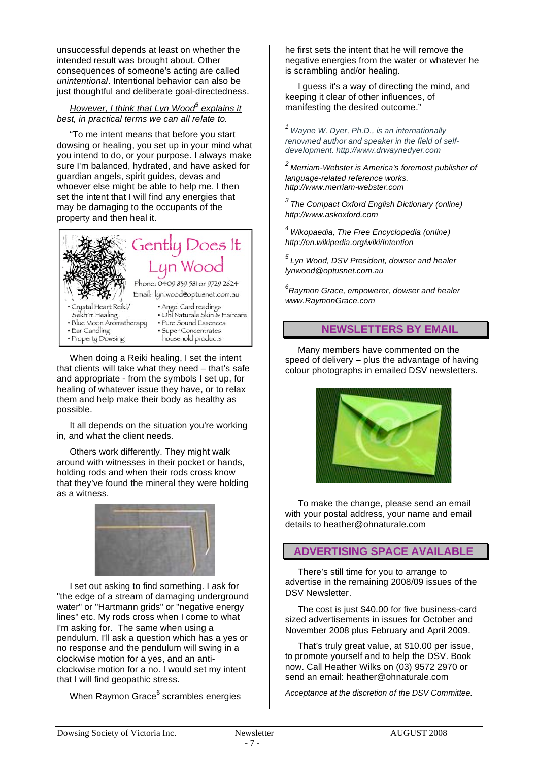unsuccessful depends at least on whether the intended result was brought about. Other consequences of someone's acting are called *unintentional*. Intentional behavior can also be just thoughtful and deliberate goal-directedness.

*However, I think that Lyn Wood[5] explains it best, in practical terms we can all relate to.*

"To me intent means that before you start dowsing or healing, you set up in your mind what you intend to do, or your purpose. I always make sure I'm balanced, hydrated, and have asked for guardian angels, spirit guides, devas and whoever else might be able to help me. I then set the intent that I will find any energies that may be damaging to the occupants of the property and then heal it.

Gently Does It
Lyn Wood
Phone: 0409 839 581 or 9729 2624
Email: lyn.wood@optusnet.com.au

- Crystal Heart Reiki/ Sekh'm Healing
- Blue Moon Aromatherapy
- Ear Candling
- Property Dowsing
- Angel Card readings
- Oh! Naturale Skin & Haircare
- Pure Sound Essences
- Super Concentrates household products

When doing a Reiki healing, I set the intent that clients will take what they need – that's safe and appropriate - from the symbols I set up, for healing of whatever issue they have, or to relax them and help make their body as healthy as possible.

It all depends on the situation you're working in, and what the client needs.

Others work differently. They might walk around with witnesses in their pocket or hands, holding rods and when their rods cross know that they've found the mineral they were holding as a witness.

I set out asking to find something. I ask for "the edge of a stream of damaging underground water" or "Hartmann grids" or "negative energy lines" etc. My rods cross when I come to what I'm asking for. The same when using a pendulum. I'll ask a question which has a yes or no response and the pendulum will swing in a clockwise motion for a yes, and an anti-clockwise motion for a no. I would set my intent that I will find geopathic stress.

When Raymon Grace[6] scrambles energies he first sets the intent that he will remove the negative energies from the water or whatever he is scrambling and/or healing.

I guess it's a way of directing the mind, and keeping it clear of other influences, of manifesting the desired outcome."

*[1] Wayne W. Dyer, Ph.D., is an internationally renowned author and speaker in the field of self-development. http://www.drwaynedyer.com*

*[2] Merriam-Webster is America's foremost publisher of language-related reference works. http://www.merriam-webster.com*

*[3] The Compact Oxford English Dictionary (online) http://www.askoxford.com*

*[4] Wikopaedia, The Free Encyclopedia (online) http://en.wikipedia.org/wiki/Intention*

*[5] Lyn Wood, DSV President, dowser and healer lynwood@optusnet.com.au*

*[6] Raymon Grace, empowerer, dowser and healer www.RaymonGrace.com*

## NEWSLETTERS BY EMAIL

Many members have commented on the speed of delivery – plus the advantage of having colour photographs in emailed DSV newsletters.

To make the change, please send an email with your postal address, your name and email details to heather@ohnaturale.com

## ADVERTISING SPACE AVAILABLE

There's still time for you to arrange to advertise in the remaining 2008/09 issues of the DSV Newsletter.

The cost is just $40.00 for five business-card sized advertisements in issues for October and November 2008 plus February and April 2009.

That's truly great value, at $10.00 per issue, to promote yourself and to help the DSV. Book now. Call Heather Wilks on (03) 9572 2970 or send an email: heather@ohnaturale.com

*Acceptance at the discretion of the DSV Committee.*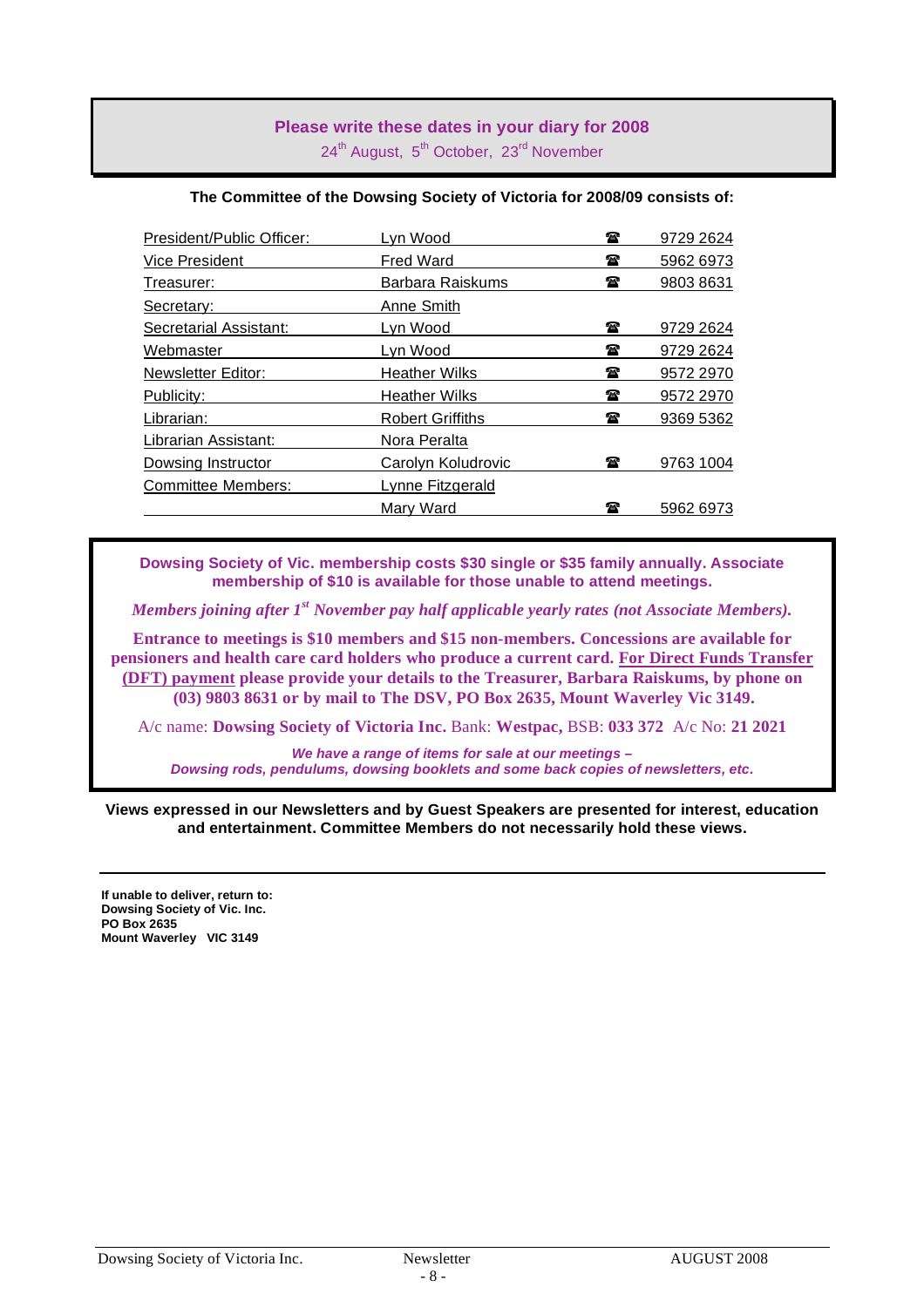**Please write these dates in your diary for 2008**

24th August, 5th October, 23rd November

**The Committee of the Dowsing Society of Victoria for 2008/09 consists of:**

| | | | |
|---|---|---|---|
| President/Public Officer: | Lyn Wood | ☎ | 9729 2624 |
| Vice President | Fred Ward | ☎ | 5962 6973 |
| Treasurer: | Barbara Raiskums | ☎ | 9803 8631 |
| Secretary: | Anne Smith | | |
| Secretarial Assistant: | Lyn Wood | ☎ | 9729 2624 |
| Webmaster | Lyn Wood | ☎ | 9729 2624 |
| Newsletter Editor: | Heather Wilks | ☎ | 9572 2970 |
| Publicity: | Heather Wilks | ☎ | 9572 2970 |
| Librarian: | Robert Griffiths | ☎ | 9369 5362 |
| Librarian Assistant: | Nora Peralta | | |
| Dowsing Instructor | Carolyn Koludrovic | ☎ | 9763 1004 |
| Committee Members: | Lynne Fitzgerald | | |
| | Mary Ward | ☎ | 5962 6973 |

**Dowsing Society of Vic. membership costs $30 single or $35 family annually. Associate membership of $10 is available for those unable to attend meetings.**

***Members joining after 1st November pay half applicable yearly rates (not Associate Members).***

**Entrance to meetings is $10 members and $15 non-members. Concessions are available for pensioners and health care card holders who produce a current card. For Direct Funds Transfer (DFT) payment please provide your details to the Treasurer, Barbara Raiskums, by phone on (03) 9803 8631 or by mail to The DSV, PO Box 2635, Mount Waverley Vic 3149.**

A/c name: **Dowsing Society of Victoria Inc.** Bank: **Westpac,** BSB: **033 372** A/c No: **21 2021**

***We have a range of items for sale at our meetings –***
***Dowsing rods, pendulums, dowsing booklets and some back copies of newsletters, etc.***

**Views expressed in our Newsletters and by Guest Speakers are presented for interest, education and entertainment. Committee Members do not necessarily hold these views.**

---

**If unable to deliver, return to:**
**Dowsing Society of Vic. Inc.**
**PO Box 2635**
**Mount Waverley VIC 3149**